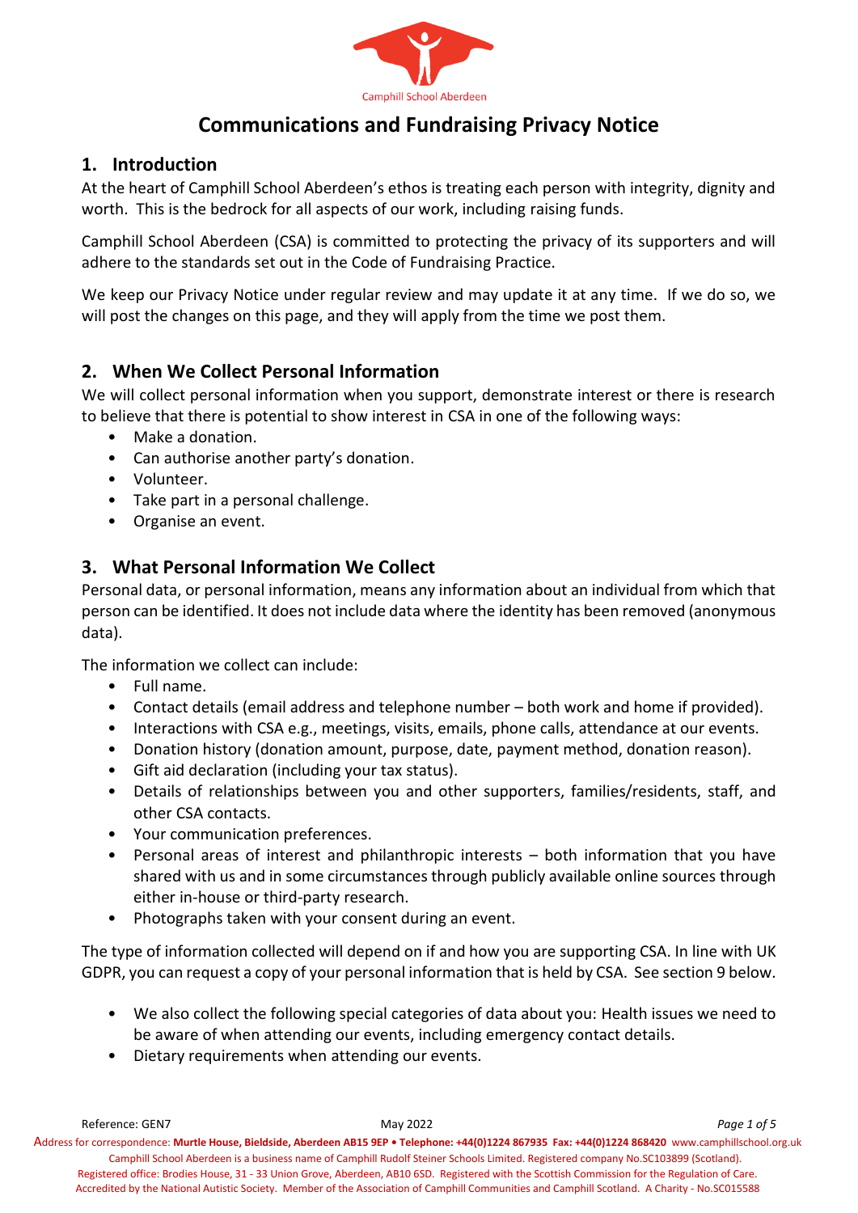Camphill School Aberdeen

# Communications and Fundraising Privacy Notice

## 1. Introduction

At the heart of Camphill School Aberdeen's ethos is treating each person with integrity, dignity and worth. This is the bedrock for all aspects of our work, including raising funds.

Camphill School Aberdeen (CSA) is committed to protecting the privacy of its supporters and will adhere to the standards set out in the Code of Fundraising Practice.

We keep our Privacy Notice under regular review and may update it at any time. If we do so, we will post the changes on this page, and they will apply from the time we post them.

## 2. When We Collect Personal Information

We will collect personal information when you support, demonstrate interest or there is research to believe that there is potential to show interest in CSA in one of the following ways:

- Make a donation.
- Can authorise another party's donation.
- Volunteer.
- Take part in a personal challenge.
- Organise an event.

## 3. What Personal Information We Collect

Personal data, or personal information, means any information about an individual from which that person can be identified. It does not include data where the identity has been removed (anonymous data).

The information we collect can include:

- Full name.
- Contact details (email address and telephone number – both work and home if provided).
- Interactions with CSA e.g., meetings, visits, emails, phone calls, attendance at our events.
- Donation history (donation amount, purpose, date, payment method, donation reason).
- Gift aid declaration (including your tax status).
- Details of relationships between you and other supporters, families/residents, staff, and other CSA contacts.
- Your communication preferences.
- Personal areas of interest and philanthropic interests – both information that you have shared with us and in some circumstances through publicly available online sources through either in-house or third-party research.
- Photographs taken with your consent during an event.

The type of information collected will depend on if and how you are supporting CSA. In line with UK GDPR, you can request a copy of your personal information that is held by CSA. See section 9 below.

- We also collect the following special categories of data about you: Health issues we need to be aware of when attending our events, including emergency contact details.
- Dietary requirements when attending our events.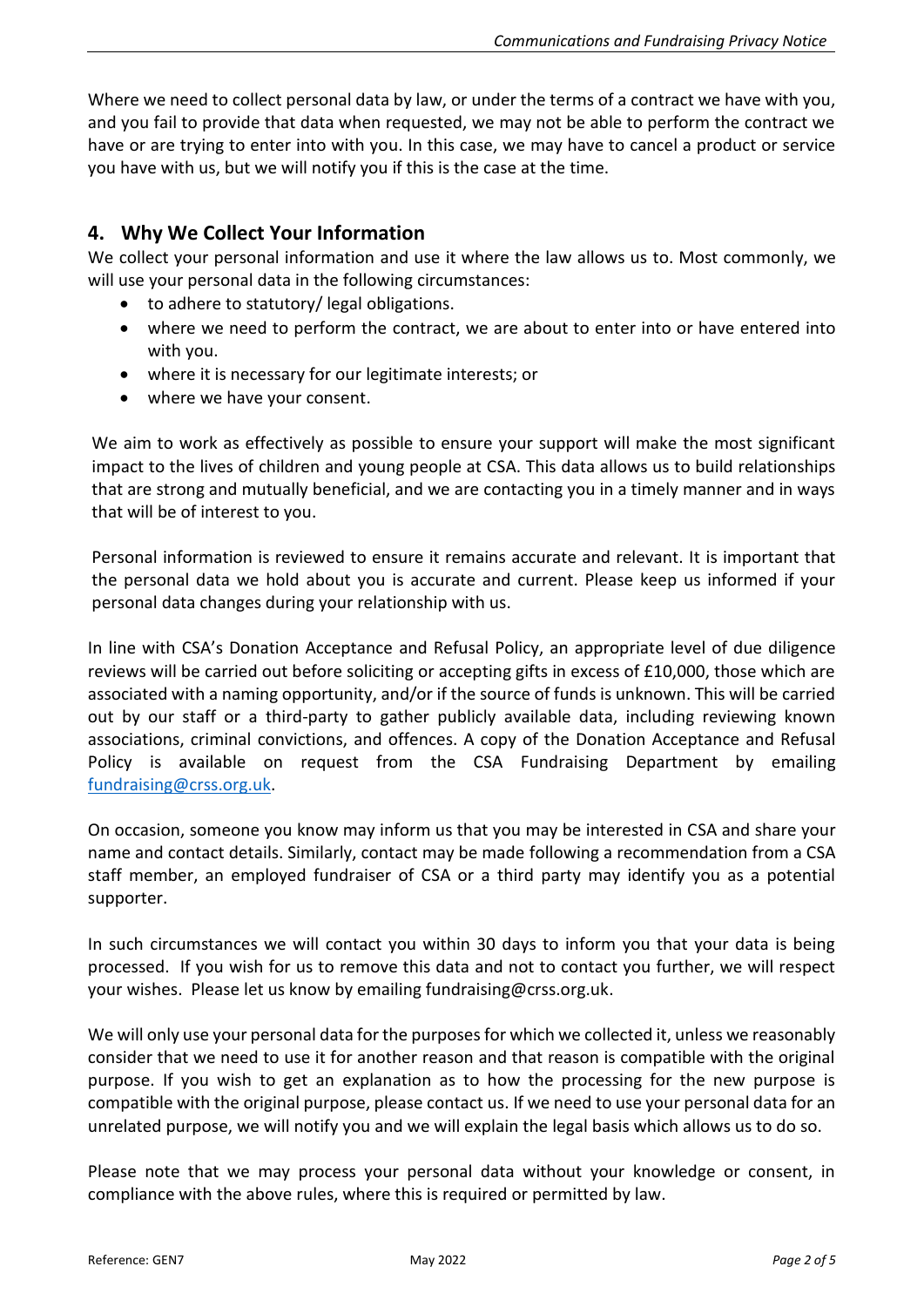Where we need to collect personal data by law, or under the terms of a contract we have with you, and you fail to provide that data when requested, we may not be able to perform the contract we have or are trying to enter into with you. In this case, we may have to cancel a product or service you have with us, but we will notify you if this is the case at the time.

## 4. Why We Collect Your Information

We collect your personal information and use it where the law allows us to. Most commonly, we will use your personal data in the following circumstances:

- to adhere to statutory/ legal obligations.
- where we need to perform the contract, we are about to enter into or have entered into with you.
- where it is necessary for our legitimate interests; or
- where we have your consent.

We aim to work as effectively as possible to ensure your support will make the most significant impact to the lives of children and young people at CSA. This data allows us to build relationships that are strong and mutually beneficial, and we are contacting you in a timely manner and in ways that will be of interest to you.

Personal information is reviewed to ensure it remains accurate and relevant. It is important that the personal data we hold about you is accurate and current. Please keep us informed if your personal data changes during your relationship with us.

In line with CSA's Donation Acceptance and Refusal Policy, an appropriate level of due diligence reviews will be carried out before soliciting or accepting gifts in excess of £10,000, those which are associated with a naming opportunity, and/or if the source of funds is unknown. This will be carried out by our staff or a third-party to gather publicly available data, including reviewing known associations, criminal convictions, and offences. A copy of the Donation Acceptance and Refusal Policy is available on request from the CSA Fundraising Department by emailing [fundraising@crss.org.uk](mailto:fundraising@crss.org.uk).

On occasion, someone you know may inform us that you may be interested in CSA and share your name and contact details. Similarly, contact may be made following a recommendation from a CSA staff member, an employed fundraiser of CSA or a third party may identify you as a potential supporter.

In such circumstances we will contact you within 30 days to inform you that your data is being processed. If you wish for us to remove this data and not to contact you further, we will respect your wishes. Please let us know by emailing fundraising@crss.org.uk.

We will only use your personal data for the purposes for which we collected it, unless we reasonably consider that we need to use it for another reason and that reason is compatible with the original purpose. If you wish to get an explanation as to how the processing for the new purpose is compatible with the original purpose, please contact us. If we need to use your personal data for an unrelated purpose, we will notify you and we will explain the legal basis which allows us to do so.

Please note that we may process your personal data without your knowledge or consent, in compliance with the above rules, where this is required or permitted by law.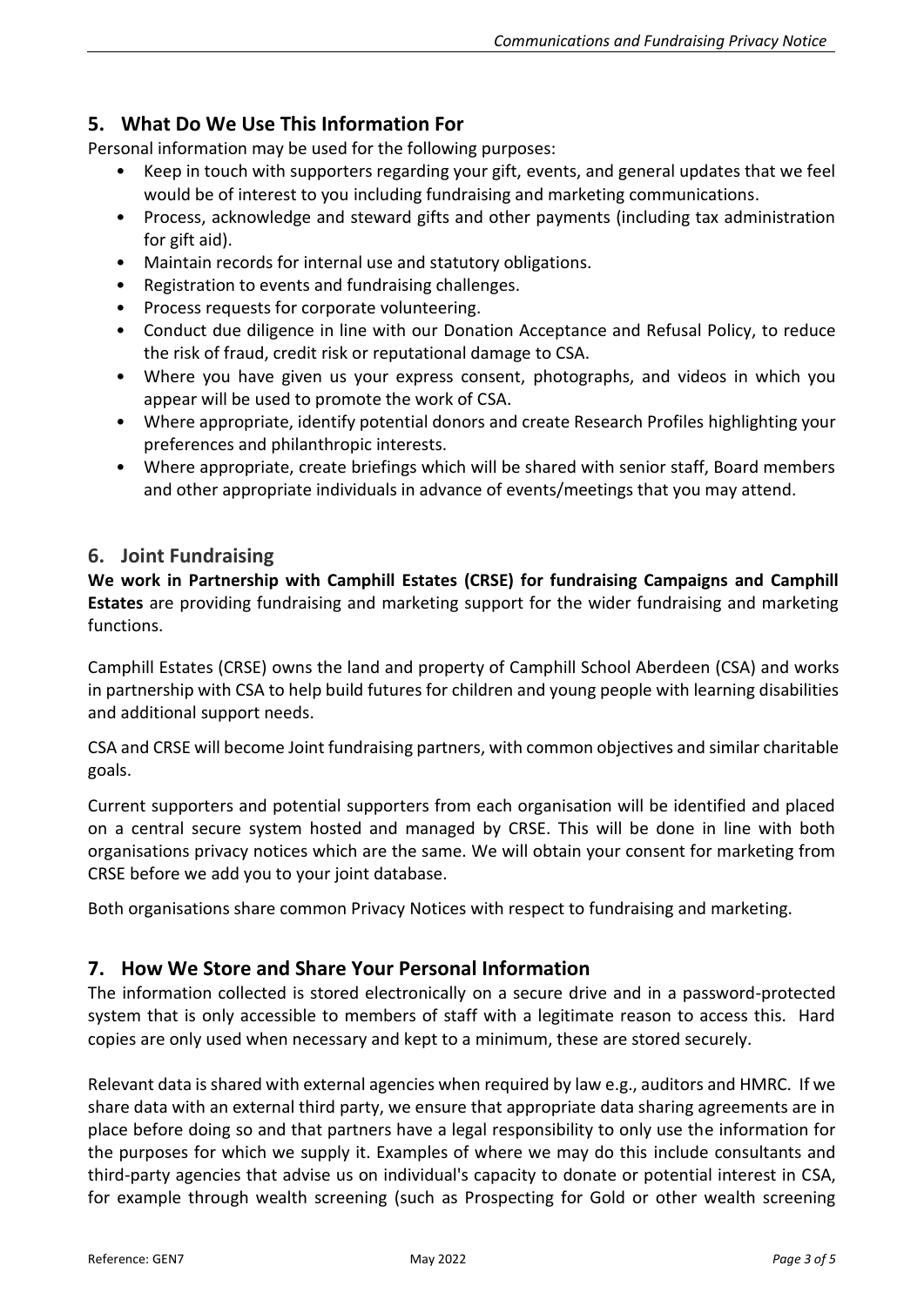## 5. What Do We Use This Information For

Personal information may be used for the following purposes:

- Keep in touch with supporters regarding your gift, events, and general updates that we feel would be of interest to you including fundraising and marketing communications.
- Process, acknowledge and steward gifts and other payments (including tax administration for gift aid).
- Maintain records for internal use and statutory obligations.
- Registration to events and fundraising challenges.
- Process requests for corporate volunteering.
- Conduct due diligence in line with our Donation Acceptance and Refusal Policy, to reduce the risk of fraud, credit risk or reputational damage to CSA.
- Where you have given us your express consent, photographs, and videos in which you appear will be used to promote the work of CSA.
- Where appropriate, identify potential donors and create Research Profiles highlighting your preferences and philanthropic interests.
- Where appropriate, create briefings which will be shared with senior staff, Board members and other appropriate individuals in advance of events/meetings that you may attend.

## 6. Joint Fundraising

**We work in Partnership with Camphill Estates (CRSE) for fundraising Campaigns and Camphill Estates** are providing fundraising and marketing support for the wider fundraising and marketing functions.

Camphill Estates (CRSE) owns the land and property of Camphill School Aberdeen (CSA) and works in partnership with CSA to help build futures for children and young people with learning disabilities and additional support needs.

CSA and CRSE will become Joint fundraising partners, with common objectives and similar charitable goals.

Current supporters and potential supporters from each organisation will be identified and placed on a central secure system hosted and managed by CRSE. This will be done in line with both organisations privacy notices which are the same. We will obtain your consent for marketing from CRSE before we add you to your joint database.

Both organisations share common Privacy Notices with respect to fundraising and marketing.

## 7. How We Store and Share Your Personal Information

The information collected is stored electronically on a secure drive and in a password-protected system that is only accessible to members of staff with a legitimate reason to access this. Hard copies are only used when necessary and kept to a minimum, these are stored securely.

Relevant data is shared with external agencies when required by law e.g., auditors and HMRC. If we share data with an external third party, we ensure that appropriate data sharing agreements are in place before doing so and that partners have a legal responsibility to only use the information for the purposes for which we supply it. Examples of where we may do this include consultants and third-party agencies that advise us on individual's capacity to donate or potential interest in CSA, for example through wealth screening (such as Prospecting for Gold or other wealth screening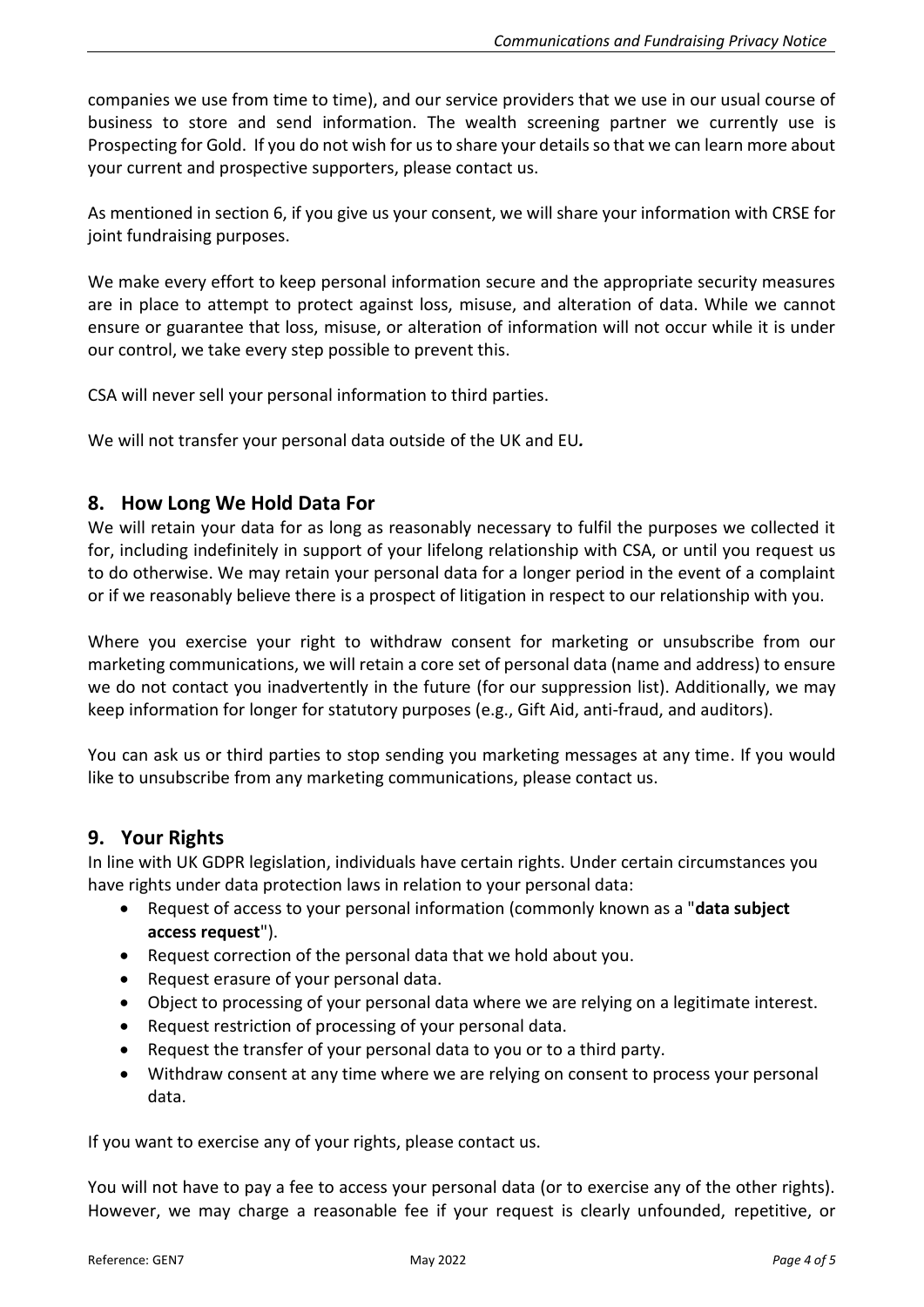companies we use from time to time), and our service providers that we use in our usual course of business to store and send information. The wealth screening partner we currently use is Prospecting for Gold. If you do not wish for us to share your details so that we can learn more about your current and prospective supporters, please contact us.

As mentioned in section 6, if you give us your consent, we will share your information with CRSE for joint fundraising purposes.

We make every effort to keep personal information secure and the appropriate security measures are in place to attempt to protect against loss, misuse, and alteration of data. While we cannot ensure or guarantee that loss, misuse, or alteration of information will not occur while it is under our control, we take every step possible to prevent this.

CSA will never sell your personal information to third parties.

We will not transfer your personal data outside of the UK and EU*.*

## 8. How Long We Hold Data For

We will retain your data for as long as reasonably necessary to fulfil the purposes we collected it for, including indefinitely in support of your lifelong relationship with CSA, or until you request us to do otherwise. We may retain your personal data for a longer period in the event of a complaint or if we reasonably believe there is a prospect of litigation in respect to our relationship with you.

Where you exercise your right to withdraw consent for marketing or unsubscribe from our marketing communications, we will retain a core set of personal data (name and address) to ensure we do not contact you inadvertently in the future (for our suppression list). Additionally, we may keep information for longer for statutory purposes (e.g., Gift Aid, anti-fraud, and auditors).

You can ask us or third parties to stop sending you marketing messages at any time. If you would like to unsubscribe from any marketing communications, please contact us.

## 9. Your Rights

In line with UK GDPR legislation, individuals have certain rights. Under certain circumstances you have rights under data protection laws in relation to your personal data:

- Request of access to your personal information (commonly known as a "**data subject access request**").
- Request correction of the personal data that we hold about you.
- Request erasure of your personal data.
- Object to processing of your personal data where we are relying on a legitimate interest.
- Request restriction of processing of your personal data.
- Request the transfer of your personal data to you or to a third party.
- Withdraw consent at any time where we are relying on consent to process your personal data.

If you want to exercise any of your rights, please contact us.

You will not have to pay a fee to access your personal data (or to exercise any of the other rights). However, we may charge a reasonable fee if your request is clearly unfounded, repetitive, or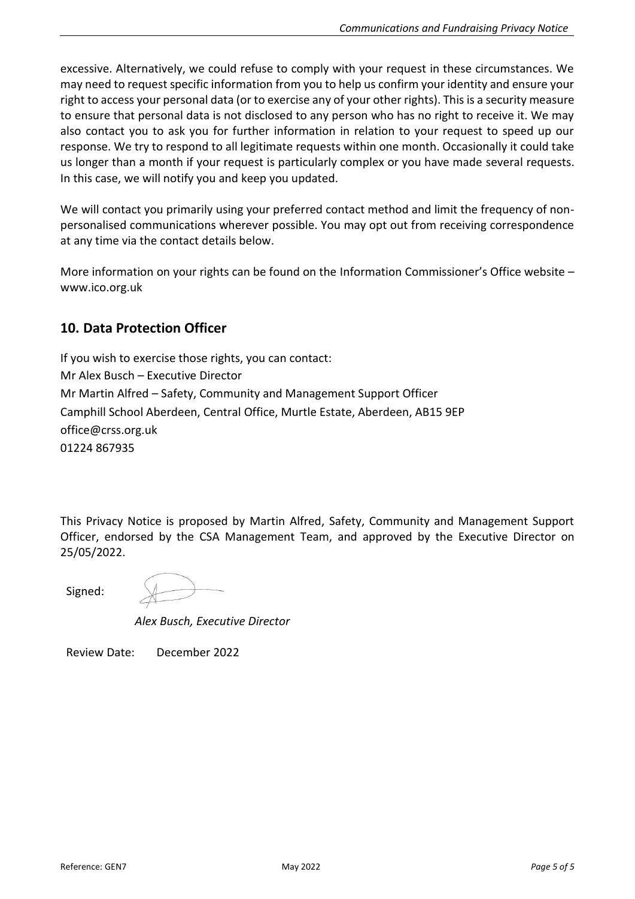excessive. Alternatively, we could refuse to comply with your request in these circumstances. We may need to request specific information from you to help us confirm your identity and ensure your right to access your personal data (or to exercise any of your other rights). This is a security measure to ensure that personal data is not disclosed to any person who has no right to receive it. We may also contact you to ask you for further information in relation to your request to speed up our response. We try to respond to all legitimate requests within one month. Occasionally it could take us longer than a month if your request is particularly complex or you have made several requests. In this case, we will notify you and keep you updated.

We will contact you primarily using your preferred contact method and limit the frequency of non-personalised communications wherever possible. You may opt out from receiving correspondence at any time via the contact details below.

More information on your rights can be found on the Information Commissioner's Office website – www.ico.org.uk

## 10. Data Protection Officer

If you wish to exercise those rights, you can contact:
Mr Alex Busch – Executive Director
Mr Martin Alfred – Safety, Community and Management Support Officer
Camphill School Aberdeen, Central Office, Murtle Estate, Aberdeen, AB15 9EP
office@crss.org.uk
01224 867935

This Privacy Notice is proposed by Martin Alfred, Safety, Community and Management Support Officer, endorsed by the CSA Management Team, and approved by the Executive Director on 25/05/2022.

Signed:

*Alex Busch, Executive Director*

Review Date: December 2022